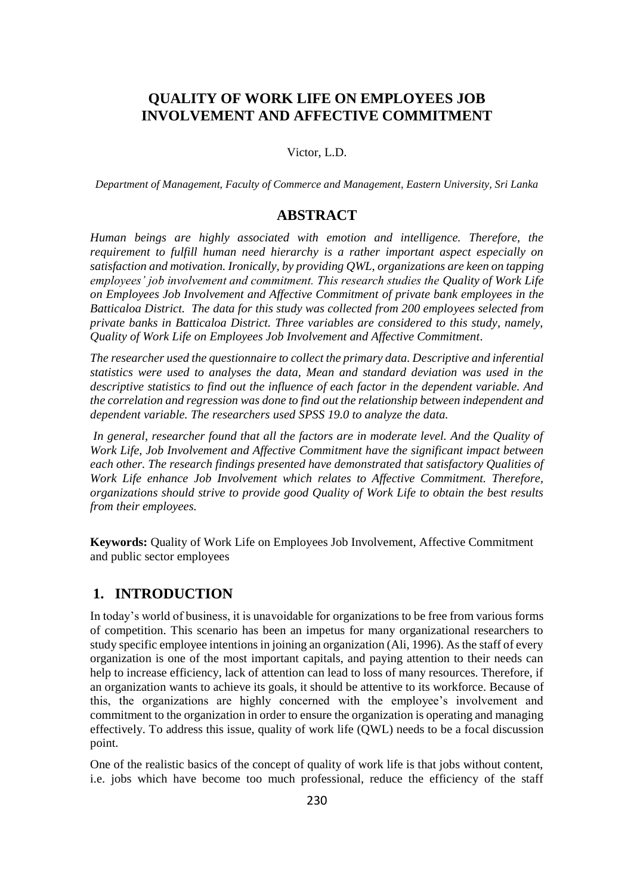# QUALITY OF WORK LIFE ON EMPLOYEES JOB INVOLVEMENT AND AFFECTIVE COMMITMENT

Victor, L.D.

*Department of Management, Faculty of Commerce and Management, Eastern University, Sri Lanka*

## ABSTRACT

*Human beings are highly associated with emotion and intelligence. Therefore, the requirement to fulfill human need hierarchy is a rather important aspect especially on satisfaction and motivation. Ironically, by providing QWL, organizations are keen on tapping employees' job involvement and commitment. This research studies the Quality of Work Life on Employees Job Involvement and Affective Commitment of private bank employees in the Batticaloa District. The data for this study was collected from 200 employees selected from private banks in Batticaloa District. Three variables are considered to this study, namely, Quality of Work Life on Employees Job Involvement and Affective Commitment.*

*The researcher used the questionnaire to collect the primary data. Descriptive and inferential statistics were used to analyses the data, Mean and standard deviation was used in the descriptive statistics to find out the influence of each factor in the dependent variable. And the correlation and regression was done to find out the relationship between independent and dependent variable. The researchers used SPSS 19.0 to analyze the data.*

*In general, researcher found that all the factors are in moderate level. And the Quality of Work Life, Job Involvement and Affective Commitment have the significant impact between each other. The research findings presented have demonstrated that satisfactory Qualities of Work Life enhance Job Involvement which relates to Affective Commitment. Therefore, organizations should strive to provide good Quality of Work Life to obtain the best results from their employees.*

**Keywords:** Quality of Work Life on Employees Job Involvement, Affective Commitment and public sector employees

## 1. INTRODUCTION

In today's world of business, it is unavoidable for organizations to be free from various forms of competition. This scenario has been an impetus for many organizational researchers to study specific employee intentions in joining an organization (Ali, 1996). As the staff of every organization is one of the most important capitals, and paying attention to their needs can help to increase efficiency, lack of attention can lead to loss of many resources. Therefore, if an organization wants to achieve its goals, it should be attentive to its workforce. Because of this, the organizations are highly concerned with the employee's involvement and commitment to the organization in order to ensure the organization is operating and managing effectively. To address this issue, quality of work life (QWL) needs to be a focal discussion point.

One of the realistic basics of the concept of quality of work life is that jobs without content, i.e. jobs which have become too much professional, reduce the efficiency of the staff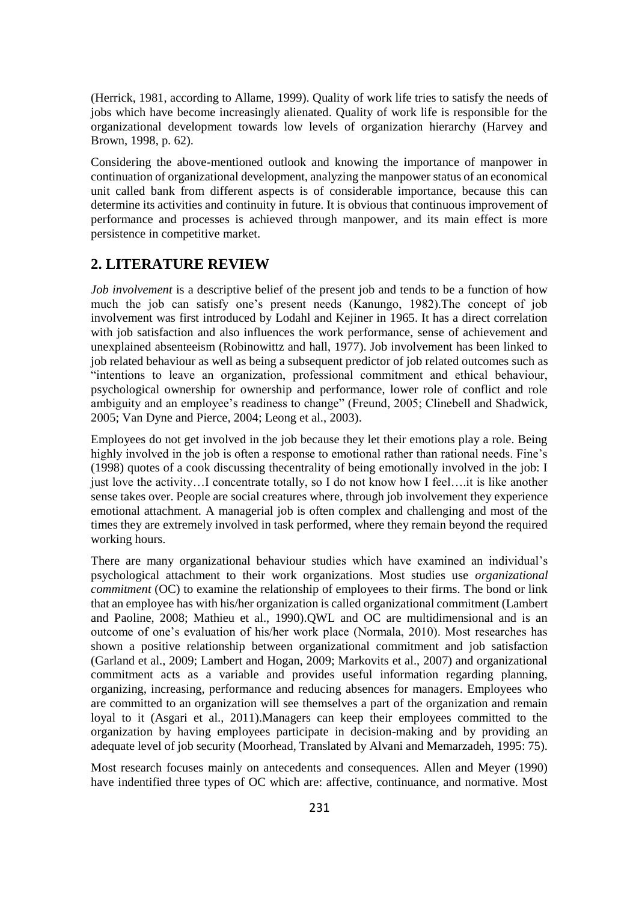(Herrick, 1981, according to Allame, 1999). Quality of work life tries to satisfy the needs of jobs which have become increasingly alienated. Quality of work life is responsible for the organizational development towards low levels of organization hierarchy (Harvey and Brown, 1998, p. 62).

Considering the above-mentioned outlook and knowing the importance of manpower in continuation of organizational development, analyzing the manpower status of an economical unit called bank from different aspects is of considerable importance, because this can determine its activities and continuity in future. It is obvious that continuous improvement of performance and processes is achieved through manpower, and its main effect is more persistence in competitive market.

## 2. LITERATURE REVIEW

*Job involvement* is a descriptive belief of the present job and tends to be a function of how much the job can satisfy one's present needs (Kanungo, 1982).The concept of job involvement was first introduced by Lodahl and Kejiner in 1965. It has a direct correlation with job satisfaction and also influences the work performance, sense of achievement and unexplained absenteeism (Robinowittz and hall, 1977). Job involvement has been linked to job related behaviour as well as being a subsequent predictor of job related outcomes such as "intentions to leave an organization, professional commitment and ethical behaviour, psychological ownership for ownership and performance, lower role of conflict and role ambiguity and an employee's readiness to change" (Freund, 2005; Clinebell and Shadwick, 2005; Van Dyne and Pierce, 2004; Leong et al., 2003).

Employees do not get involved in the job because they let their emotions play a role. Being highly involved in the job is often a response to emotional rather than rational needs. Fine's (1998) quotes of a cook discussing thecentrality of being emotionally involved in the job: I just love the activity…I concentrate totally, so I do not know how I feel….it is like another sense takes over. People are social creatures where, through job involvement they experience emotional attachment. A managerial job is often complex and challenging and most of the times they are extremely involved in task performed, where they remain beyond the required working hours.

There are many organizational behaviour studies which have examined an individual's psychological attachment to their work organizations. Most studies use *organizational commitment* (OC) to examine the relationship of employees to their firms. The bond or link that an employee has with his/her organization is called organizational commitment (Lambert and Paoline, 2008; Mathieu et al., 1990).QWL and OC are multidimensional and is an outcome of one's evaluation of his/her work place (Normala, 2010). Most researches has shown a positive relationship between organizational commitment and job satisfaction (Garland et al., 2009; Lambert and Hogan, 2009; Markovits et al., 2007) and organizational commitment acts as a variable and provides useful information regarding planning, organizing, increasing, performance and reducing absences for managers. Employees who are committed to an organization will see themselves a part of the organization and remain loyal to it (Asgari et al., 2011).Managers can keep their employees committed to the organization by having employees participate in decision-making and by providing an adequate level of job security (Moorhead, Translated by Alvani and Memarzadeh, 1995: 75).

Most research focuses mainly on antecedents and consequences. Allen and Meyer (1990) have indentified three types of OC which are: affective, continuance, and normative. Most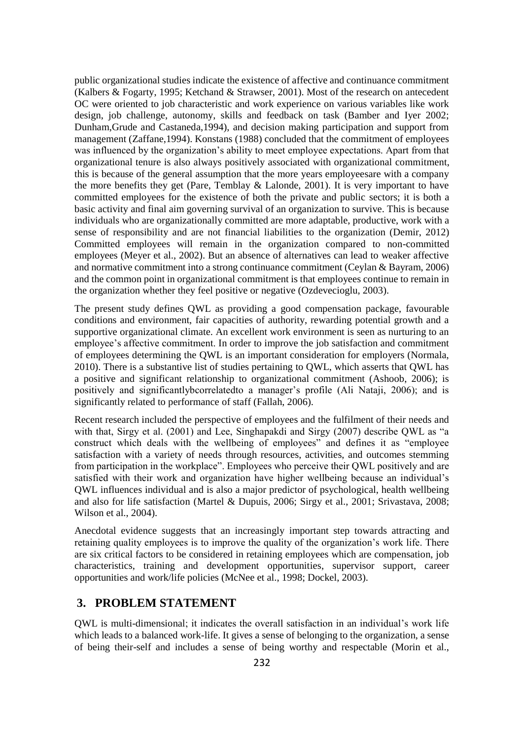public organizational studies indicate the existence of affective and continuance commitment (Kalbers & Fogarty, 1995; Ketchand & Strawser, 2001). Most of the research on antecedent OC were oriented to job characteristic and work experience on various variables like work design, job challenge, autonomy, skills and feedback on task (Bamber and Iyer 2002; Dunham,Grude and Castaneda,1994), and decision making participation and support from management (Zaffane,1994). Konstans (1988) concluded that the commitment of employees was influenced by the organization's ability to meet employee expectations. Apart from that organizational tenure is also always positively associated with organizational commitment, this is because of the general assumption that the more years employeesare with a company the more benefits they get (Pare, Temblay & Lalonde, 2001). It is very important to have committed employees for the existence of both the private and public sectors; it is both a basic activity and final aim governing survival of an organization to survive. This is because individuals who are organizationally committed are more adaptable, productive, work with a sense of responsibility and are not financial liabilities to the organization (Demir, 2012) Committed employees will remain in the organization compared to non-committed employees (Meyer et al., 2002). But an absence of alternatives can lead to weaker affective and normative commitment into a strong continuance commitment (Ceylan & Bayram, 2006) and the common point in organizational commitment is that employees continue to remain in the organization whether they feel positive or negative (Ozdevecioglu, 2003).

The present study defines QWL as providing a good compensation package, favourable conditions and environment, fair capacities of authority, rewarding potential growth and a supportive organizational climate. An excellent work environment is seen as nurturing to an employee's affective commitment. In order to improve the job satisfaction and commitment of employees determining the QWL is an important consideration for employers (Normala, 2010). There is a substantive list of studies pertaining to QWL, which asserts that QWL has a positive and significant relationship to organizational commitment (Ashoob, 2006); is positively and significantlybcorrelatedto a manager's profile (Ali Nataji, 2006); and is significantly related to performance of staff (Fallah, 2006).

Recent research included the perspective of employees and the fulfilment of their needs and with that, Sirgy et al. (2001) and Lee, Singhapakdi and Sirgy (2007) describe QWL as "a construct which deals with the wellbeing of employees" and defines it as "employee satisfaction with a variety of needs through resources, activities, and outcomes stemming from participation in the workplace". Employees who perceive their QWL positively and are satisfied with their work and organization have higher wellbeing because an individual's QWL influences individual and is also a major predictor of psychological, health wellbeing and also for life satisfaction (Martel & Dupuis, 2006; Sirgy et al., 2001; Srivastava, 2008; Wilson et al., 2004).

Anecdotal evidence suggests that an increasingly important step towards attracting and retaining quality employees is to improve the quality of the organization's work life. There are six critical factors to be considered in retaining employees which are compensation, job characteristics, training and development opportunities, supervisor support, career opportunities and work/life policies (McNee et al., 1998; Dockel, 2003).

## 3. PROBLEM STATEMENT

QWL is multi-dimensional; it indicates the overall satisfaction in an individual's work life which leads to a balanced work-life. It gives a sense of belonging to the organization, a sense of being their-self and includes a sense of being worthy and respectable (Morin et al.,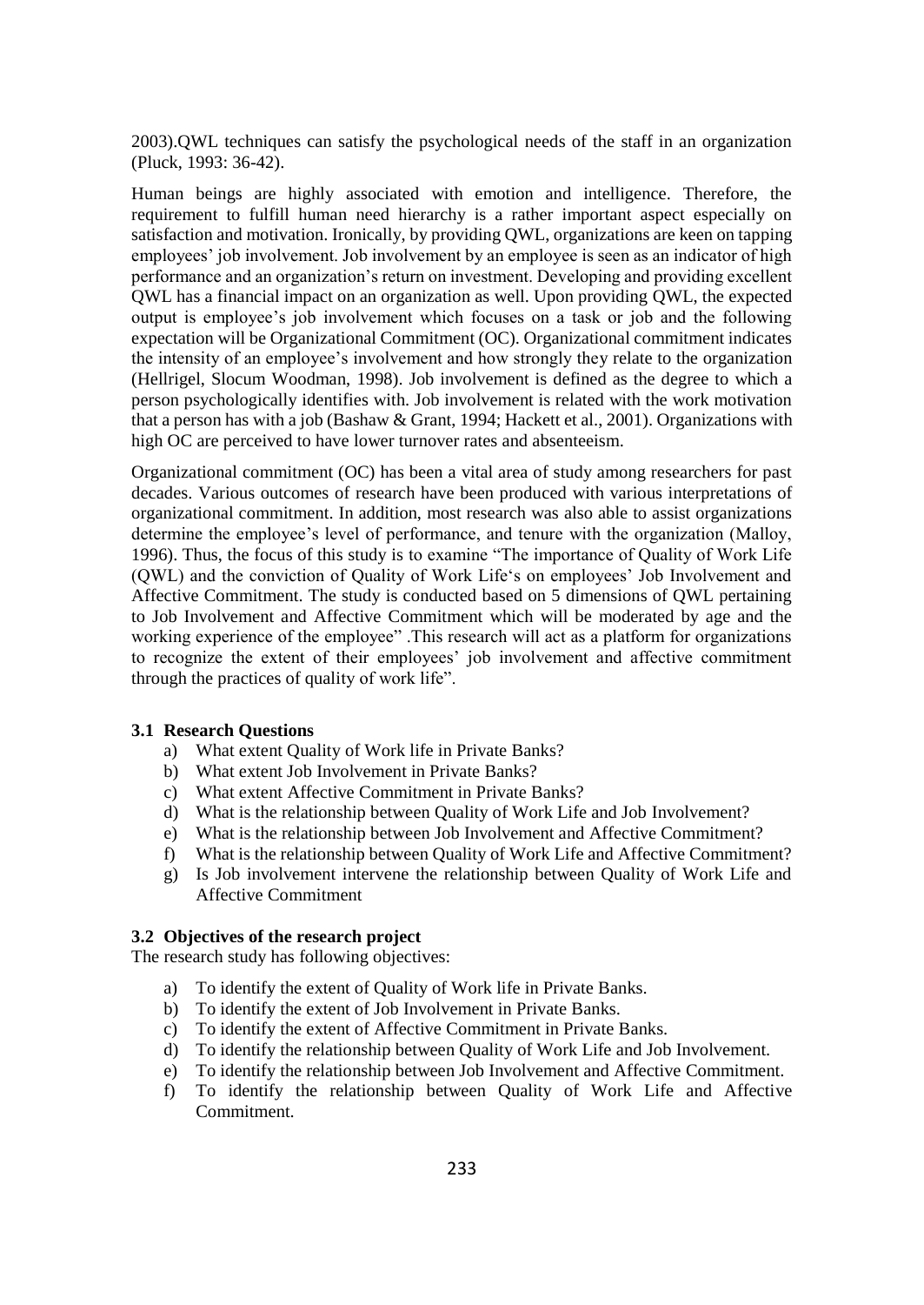2003).QWL techniques can satisfy the psychological needs of the staff in an organization (Pluck, 1993: 36-42).

Human beings are highly associated with emotion and intelligence. Therefore, the requirement to fulfill human need hierarchy is a rather important aspect especially on satisfaction and motivation. Ironically, by providing QWL, organizations are keen on tapping employees' job involvement. Job involvement by an employee is seen as an indicator of high performance and an organization's return on investment. Developing and providing excellent QWL has a financial impact on an organization as well. Upon providing QWL, the expected output is employee's job involvement which focuses on a task or job and the following expectation will be Organizational Commitment (OC). Organizational commitment indicates the intensity of an employee's involvement and how strongly they relate to the organization (Hellrigel, Slocum Woodman, 1998). Job involvement is defined as the degree to which a person psychologically identifies with. Job involvement is related with the work motivation that a person has with a job (Bashaw & Grant, 1994; Hackett et al., 2001). Organizations with high OC are perceived to have lower turnover rates and absenteeism.

Organizational commitment (OC) has been a vital area of study among researchers for past decades. Various outcomes of research have been produced with various interpretations of organizational commitment. In addition, most research was also able to assist organizations determine the employee's level of performance, and tenure with the organization (Malloy, 1996). Thus, the focus of this study is to examine "The importance of Quality of Work Life (QWL) and the conviction of Quality of Work Life's on employees' Job Involvement and Affective Commitment. The study is conducted based on 5 dimensions of QWL pertaining to Job Involvement and Affective Commitment which will be moderated by age and the working experience of the employee" .This research will act as a platform for organizations to recognize the extent of their employees' job involvement and affective commitment through the practices of quality of work life".

### 3.1 Research Questions

a) What extent Quality of Work life in Private Banks?
b) What extent Job Involvement in Private Banks?
c) What extent Affective Commitment in Private Banks?
d) What is the relationship between Quality of Work Life and Job Involvement?
e) What is the relationship between Job Involvement and Affective Commitment?
f) What is the relationship between Quality of Work Life and Affective Commitment?
g) Is Job involvement intervene the relationship between Quality of Work Life and Affective Commitment

### 3.2 Objectives of the research project

The research study has following objectives:

a) To identify the extent of Quality of Work life in Private Banks.
b) To identify the extent of Job Involvement in Private Banks.
c) To identify the extent of Affective Commitment in Private Banks.
d) To identify the relationship between Quality of Work Life and Job Involvement.
e) To identify the relationship between Job Involvement and Affective Commitment.
f) To identify the relationship between Quality of Work Life and Affective Commitment.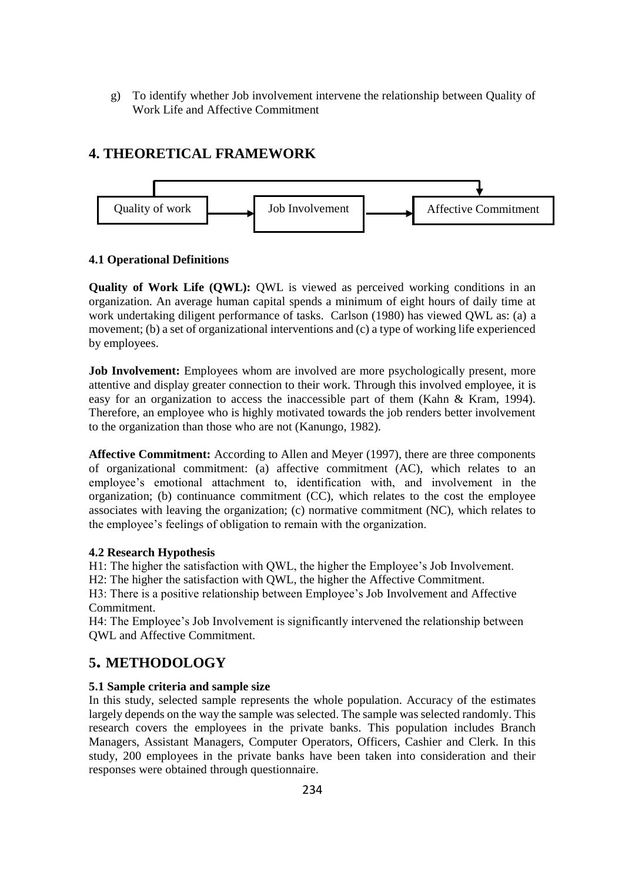g) To identify whether Job involvement intervene the relationship between Quality of Work Life and Affective Commitment

## 4. THEORETICAL FRAMEWORK

Quality of work → Job Involvement → Affective Commitment

### 4.1 Operational Definitions

**Quality of Work Life (QWL):** QWL is viewed as perceived working conditions in an organization. An average human capital spends a minimum of eight hours of daily time at work undertaking diligent performance of tasks. Carlson (1980) has viewed QWL as: (a) a movement; (b) a set of organizational interventions and (c) a type of working life experienced by employees.

**Job Involvement:** Employees whom are involved are more psychologically present, more attentive and display greater connection to their work. Through this involved employee, it is easy for an organization to access the inaccessible part of them (Kahn & Kram, 1994). Therefore, an employee who is highly motivated towards the job renders better involvement to the organization than those who are not (Kanungo, 1982).

**Affective Commitment:** According to Allen and Meyer (1997), there are three components of organizational commitment: (a) affective commitment (AC), which relates to an employee's emotional attachment to, identification with, and involvement in the organization; (b) continuance commitment (CC), which relates to the cost the employee associates with leaving the organization; (c) normative commitment (NC), which relates to the employee's feelings of obligation to remain with the organization.

### 4.2 Research Hypothesis

H1: The higher the satisfaction with QWL, the higher the Employee's Job Involvement.
H2: The higher the satisfaction with QWL, the higher the Affective Commitment.
H3: There is a positive relationship between Employee's Job Involvement and Affective Commitment.
H4: The Employee's Job Involvement is significantly intervened the relationship between QWL and Affective Commitment.

## 5. METHODOLOGY

### 5.1 Sample criteria and sample size

In this study, selected sample represents the whole population. Accuracy of the estimates largely depends on the way the sample was selected. The sample was selected randomly. This research covers the employees in the private banks. This population includes Branch Managers, Assistant Managers, Computer Operators, Officers, Cashier and Clerk. In this study, 200 employees in the private banks have been taken into consideration and their responses were obtained through questionnaire.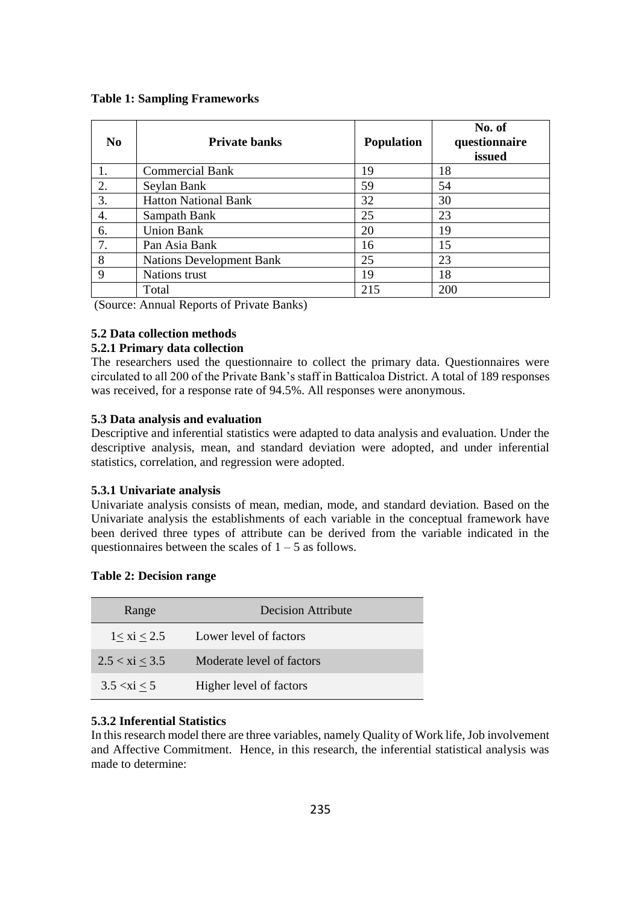**Table 1: Sampling Frameworks**

| No | Private banks | Population | No. of questionnaire issued |
|---|---|---|---|
| 1. | Commercial Bank | 19 | 18 |
| 2. | Seylan Bank | 59 | 54 |
| 3. | Hatton National Bank | 32 | 30 |
| 4. | Sampath Bank | 25 | 23 |
| 6. | Union Bank | 20 | 19 |
| 7. | Pan Asia Bank | 16 | 15 |
| 8 | Nations Development Bank | 25 | 23 |
| 9 | Nations trust | 19 | 18 |
| | Total | 215 | 200 |

(Source: Annual Reports of Private Banks)

### 5.2 Data collection methods

#### 5.2.1 Primary data collection

The researchers used the questionnaire to collect the primary data. Questionnaires were circulated to all 200 of the Private Bank's staff in Batticaloa District. A total of 189 responses was received, for a response rate of 94.5%. All responses were anonymous.

### 5.3 Data analysis and evaluation

Descriptive and inferential statistics were adapted to data analysis and evaluation. Under the descriptive analysis, mean, and standard deviation were adopted, and under inferential statistics, correlation, and regression were adopted.

#### 5.3.1 Univariate analysis

Univariate analysis consists of mean, median, mode, and standard deviation. Based on the Univariate analysis the establishments of each variable in the conceptual framework have been derived three types of attribute can be derived from the variable indicated in the questionnaires between the scales of 1 – 5 as follows.

**Table 2: Decision range**

| Range | Decision Attribute |
|---|---|
| $1 \leq x_i \leq 2.5$ | Lower level of factors |
| $2.5 < x_i \leq 3.5$ | Moderate level of factors |
| $3.5 < x_i \leq 5$ | Higher level of factors |

#### 5.3.2 Inferential Statistics

In this research model there are three variables, namely Quality of Work life, Job involvement and Affective Commitment. Hence, in this research, the inferential statistical analysis was made to determine: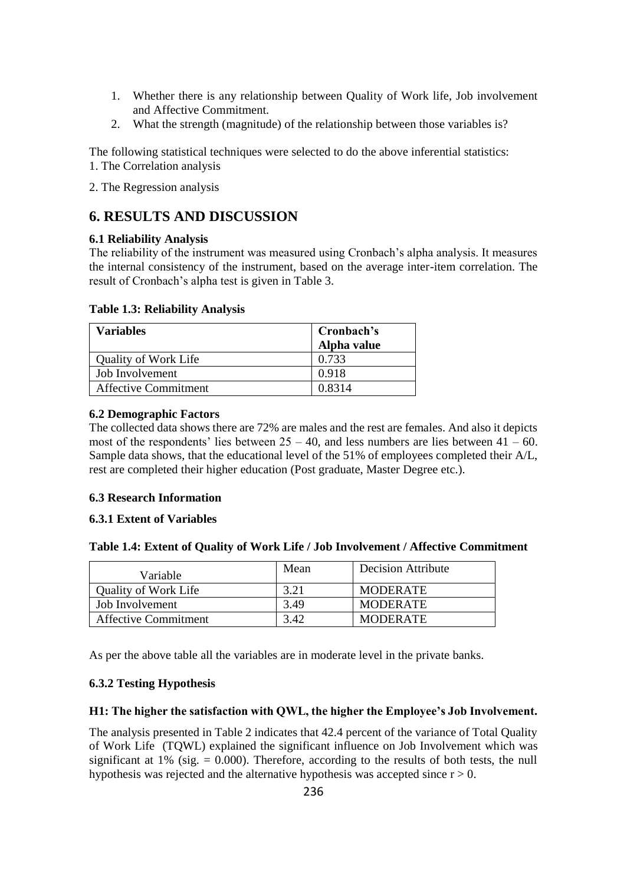1. Whether there is any relationship between Quality of Work life, Job involvement and Affective Commitment.
2. What the strength (magnitude) of the relationship between those variables is?

The following statistical techniques were selected to do the above inferential statistics:
1. The Correlation analysis

2. The Regression analysis

# 6. RESULTS AND DISCUSSION

### 6.1 Reliability Analysis

The reliability of the instrument was measured using Cronbach's alpha analysis. It measures the internal consistency of the instrument, based on the average inter-item correlation. The result of Cronbach's alpha test is given in Table 3.

**Table 1.3: Reliability Analysis**

| **Variables** | **Cronbach's Alpha value** |
|---|---|
| Quality of Work Life | 0.733 |
| Job Involvement | 0.918 |
| Affective Commitment | 0.8314 |

### 6.2 Demographic Factors

The collected data shows there are 72% are males and the rest are females. And also it depicts most of the respondents' lies between 25 – 40, and less numbers are lies between 41 – 60. Sample data shows, that the educational level of the 51% of employees completed their A/L, rest are completed their higher education (Post graduate, Master Degree etc.).

### 6.3 Research Information

#### 6.3.1 Extent of Variables

**Table 1.4: Extent of Quality of Work Life / Job Involvement / Affective Commitment**

| Variable | Mean | Decision Attribute |
|---|---|---|
| Quality of Work Life | 3.21 | MODERATE |
| Job Involvement | 3.49 | MODERATE |
| Affective Commitment | 3.42 | MODERATE |

As per the above table all the variables are in moderate level in the private banks.

#### 6.3.2 Testing Hypothesis

**H1: The higher the satisfaction with QWL, the higher the Employee's Job Involvement.**

The analysis presented in Table 2 indicates that 42.4 percent of the variance of Total Quality of Work Life (TQWL) explained the significant influence on Job Involvement which was significant at 1% (sig. = 0.000). Therefore, according to the results of both tests, the null hypothesis was rejected and the alternative hypothesis was accepted since $r > 0$.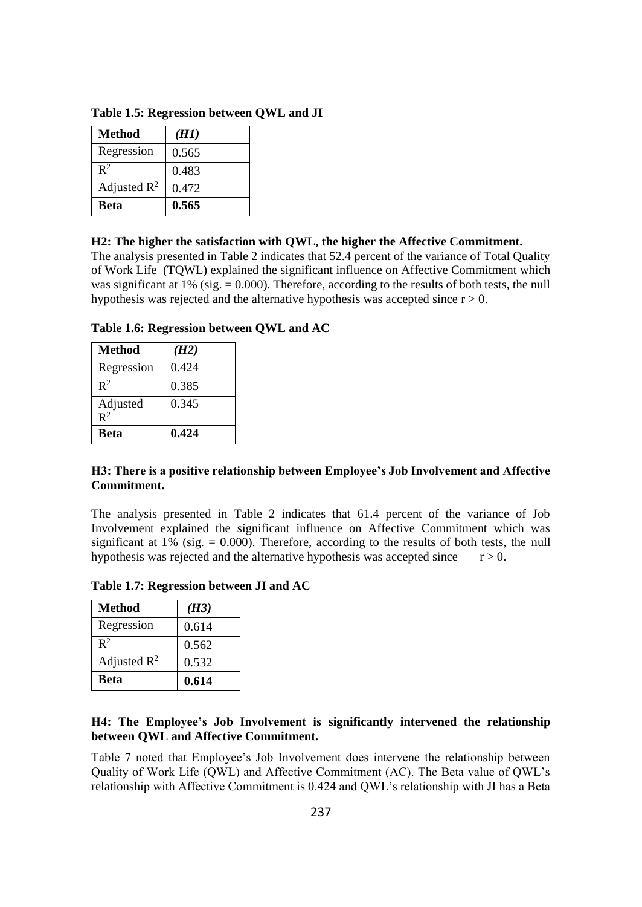**Table 1.5: Regression between QWL and JI**

| **Method** | ***(H1)*** |
| --- | --- |
| Regression | 0.565 |
| $R^2$ | 0.483 |
| Adjusted $R^2$ | 0.472 |
| **Beta** | **0.565** |

**H2: The higher the satisfaction with QWL, the higher the Affective Commitment.**

The analysis presented in Table 2 indicates that 52.4 percent of the variance of Total Quality of Work Life (TQWL) explained the significant influence on Affective Commitment which was significant at 1% (sig. = 0.000). Therefore, according to the results of both tests, the null hypothesis was rejected and the alternative hypothesis was accepted since $r > 0$.

**Table 1.6: Regression between QWL and AC**

| **Method** | ***(H2)*** |
| --- | --- |
| Regression | 0.424 |
| $R^2$ | 0.385 |
| Adjusted $R^2$ | 0.345 |
| **Beta** | **0.424** |

**H3: There is a positive relationship between Employee's Job Involvement and Affective Commitment.**

The analysis presented in Table 2 indicates that 61.4 percent of the variance of Job Involvement explained the significant influence on Affective Commitment which was significant at 1% (sig. = 0.000). Therefore, according to the results of both tests, the null hypothesis was rejected and the alternative hypothesis was accepted since $r > 0$.

**Table 1.7: Regression between JI and AC**

| **Method** | ***(H3)*** |
| --- | --- |
| Regression | 0.614 |
| $R^2$ | 0.562 |
| Adjusted $R^2$ | 0.532 |
| **Beta** | **0.614** |

**H4: The Employee's Job Involvement is significantly intervened the relationship between QWL and Affective Commitment.**

Table 7 noted that Employee's Job Involvement does intervene the relationship between Quality of Work Life (QWL) and Affective Commitment (AC). The Beta value of QWL's relationship with Affective Commitment is 0.424 and QWL's relationship with JI has a Beta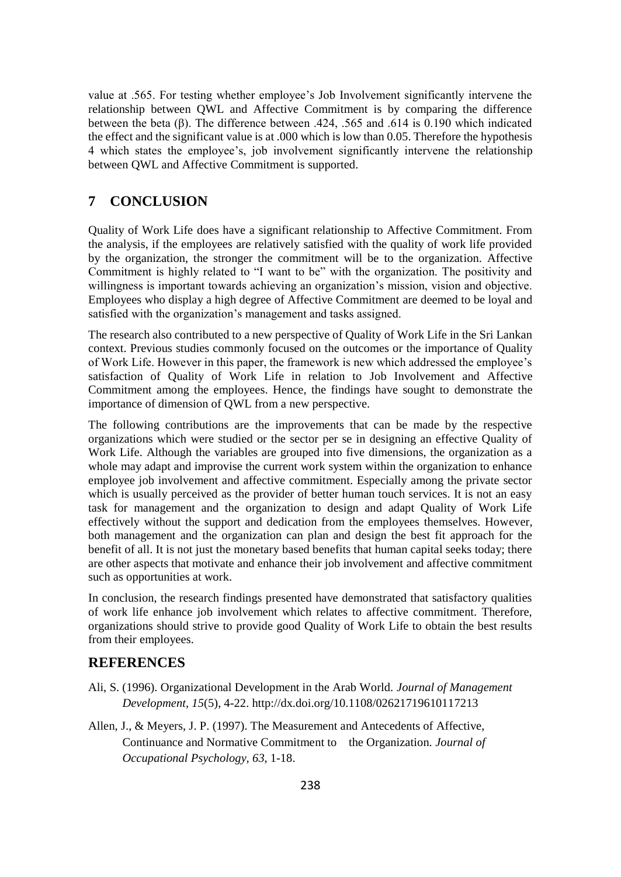value at .565. For testing whether employee's Job Involvement significantly intervene the relationship between QWL and Affective Commitment is by comparing the difference between the beta (β). The difference between .424, .565 and .614 is 0.190 which indicated the effect and the significant value is at .000 which is low than 0.05. Therefore the hypothesis 4 which states the employee's, job involvement significantly intervene the relationship between QWL and Affective Commitment is supported.

## 7 CONCLUSION

Quality of Work Life does have a significant relationship to Affective Commitment. From the analysis, if the employees are relatively satisfied with the quality of work life provided by the organization, the stronger the commitment will be to the organization. Affective Commitment is highly related to "I want to be" with the organization. The positivity and willingness is important towards achieving an organization's mission, vision and objective. Employees who display a high degree of Affective Commitment are deemed to be loyal and satisfied with the organization's management and tasks assigned.

The research also contributed to a new perspective of Quality of Work Life in the Sri Lankan context. Previous studies commonly focused on the outcomes or the importance of Quality of Work Life. However in this paper, the framework is new which addressed the employee's satisfaction of Quality of Work Life in relation to Job Involvement and Affective Commitment among the employees. Hence, the findings have sought to demonstrate the importance of dimension of QWL from a new perspective.

The following contributions are the improvements that can be made by the respective organizations which were studied or the sector per se in designing an effective Quality of Work Life. Although the variables are grouped into five dimensions, the organization as a whole may adapt and improvise the current work system within the organization to enhance employee job involvement and affective commitment. Especially among the private sector which is usually perceived as the provider of better human touch services. It is not an easy task for management and the organization to design and adapt Quality of Work Life effectively without the support and dedication from the employees themselves. However, both management and the organization can plan and design the best fit approach for the benefit of all. It is not just the monetary based benefits that human capital seeks today; there are other aspects that motivate and enhance their job involvement and affective commitment such as opportunities at work.

In conclusion, the research findings presented have demonstrated that satisfactory qualities of work life enhance job involvement which relates to affective commitment. Therefore, organizations should strive to provide good Quality of Work Life to obtain the best results from their employees.

## REFERENCES

Ali, S. (1996). Organizational Development in the Arab World. *Journal of Management Development, 15*(5), 4-22. http://dx.doi.org/10.1108/02621719610117213

Allen, J., & Meyers, J. P. (1997). The Measurement and Antecedents of Affective, Continuance and Normative Commitment to the Organization. *Journal of Occupational Psychology, 63,* 1-18.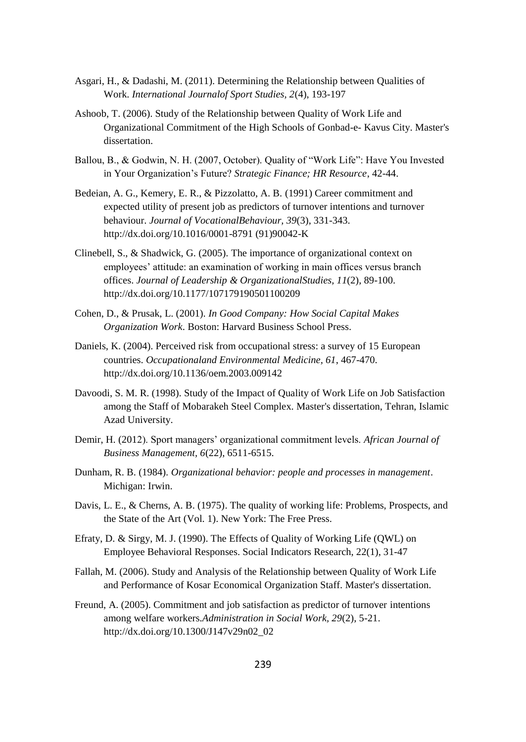Asgari, H., & Dadashi, M. (2011). Determining the Relationship between Qualities of Work. *International Journalof Sport Studies, 2*(4), 193-197

Ashoob, T. (2006). Study of the Relationship between Quality of Work Life and Organizational Commitment of the High Schools of Gonbad-e- Kavus City. Master's dissertation.

Ballou, B., & Godwin, N. H. (2007, October). Quality of "Work Life": Have You Invested in Your Organization's Future? *Strategic Finance; HR Resource*, 42-44.

Bedeian, A. G., Kemery, E. R., & Pizzolatto, A. B. (1991) Career commitment and expected utility of present job as predictors of turnover intentions and turnover behaviour. *Journal of VocationalBehaviour, 39*(3), 331-343. http://dx.doi.org/10.1016/0001-8791 (91)90042-K

Clinebell, S., & Shadwick, G. (2005). The importance of organizational context on employees' attitude: an examination of working in main offices versus branch offices. *Journal of Leadership & OrganizationalStudies, 11*(2), 89-100. http://dx.doi.org/10.1177/107179190501100209

Cohen, D., & Prusak, L. (2001). *In Good Company: How Social Capital Makes Organization Work*. Boston: Harvard Business School Press.

Daniels, K. (2004). Perceived risk from occupational stress: a survey of 15 European countries. *Occupationaland Environmental Medicine, 61*, 467-470. http://dx.doi.org/10.1136/oem.2003.009142

Davoodi, S. M. R. (1998). Study of the Impact of Quality of Work Life on Job Satisfaction among the Staff of Mobarakeh Steel Complex. Master's dissertation, Tehran, Islamic Azad University.

Demir, H. (2012). Sport managers' organizational commitment levels. *African Journal of Business Management, 6*(22), 6511-6515.

Dunham, R. B. (1984). *Organizational behavior: people and processes in management*. Michigan: Irwin.

Davis, L. E., & Cherns, A. B. (1975). The quality of working life: Problems, Prospects, and the State of the Art (Vol. 1). New York: The Free Press.

Efraty, D. & Sirgy, M. J. (1990). The Effects of Quality of Working Life (QWL) on Employee Behavioral Responses. Social Indicators Research, 22(1), 31-47

Fallah, M. (2006). Study and Analysis of the Relationship between Quality of Work Life and Performance of Kosar Economical Organization Staff. Master's dissertation.

Freund, A. (2005). Commitment and job satisfaction as predictor of turnover intentions among welfare workers.*Administration in Social Work, 29*(2), 5-21. http://dx.doi.org/10.1300/J147v29n02_02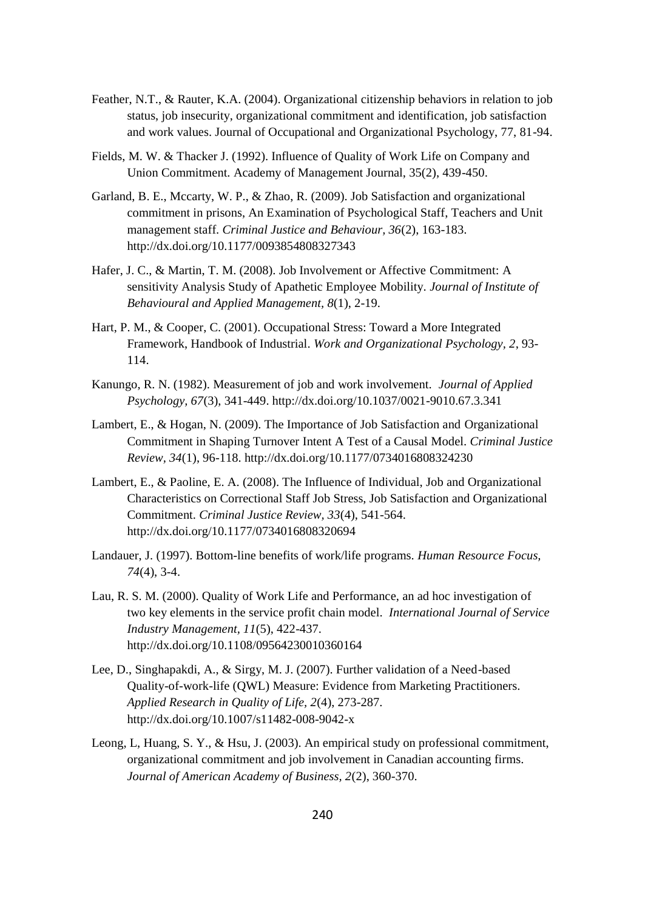Feather, N.T., & Rauter, K.A. (2004). Organizational citizenship behaviors in relation to job status, job insecurity, organizational commitment and identification, job satisfaction and work values. Journal of Occupational and Organizational Psychology, 77, 81-94.

Fields, M. W. & Thacker J. (1992). Influence of Quality of Work Life on Company and Union Commitment. Academy of Management Journal, 35(2), 439-450.

Garland, B. E., Mccarty, W. P., & Zhao, R. (2009). Job Satisfaction and organizational commitment in prisons, An Examination of Psychological Staff, Teachers and Unit management staff. *Criminal Justice and Behaviour, 36*(2), 163-183. http://dx.doi.org/10.1177/0093854808327343

Hafer, J. C., & Martin, T. M. (2008). Job Involvement or Affective Commitment: A sensitivity Analysis Study of Apathetic Employee Mobility. *Journal of Institute of Behavioural and Applied Management, 8*(1), 2-19.

Hart, P. M., & Cooper, C. (2001). Occupational Stress: Toward a More Integrated Framework, Handbook of Industrial. *Work and Organizational Psychology, 2*, 93-114.

Kanungo, R. N. (1982). Measurement of job and work involvement. *Journal of Applied Psychology, 67*(3), 341-449. http://dx.doi.org/10.1037/0021-9010.67.3.341

Lambert, E., & Hogan, N. (2009). The Importance of Job Satisfaction and Organizational Commitment in Shaping Turnover Intent A Test of a Causal Model. *Criminal Justice Review, 34*(1), 96-118. http://dx.doi.org/10.1177/0734016808324230

Lambert, E., & Paoline, E. A. (2008). The Influence of Individual, Job and Organizational Characteristics on Correctional Staff Job Stress, Job Satisfaction and Organizational Commitment. *Criminal Justice Review, 33*(4), 541-564. http://dx.doi.org/10.1177/0734016808320694

Landauer, J. (1997). Bottom-line benefits of work/life programs. *Human Resource Focus, 74*(4), 3-4.

Lau, R. S. M. (2000). Quality of Work Life and Performance, an ad hoc investigation of two key elements in the service profit chain model. *International Journal of Service Industry Management, 11*(5), 422-437. http://dx.doi.org/10.1108/09564230010360164

Lee, D., Singhapakdi, A., & Sirgy, M. J. (2007). Further validation of a Need-based Quality-of-work-life (QWL) Measure: Evidence from Marketing Practitioners. *Applied Research in Quality of Life, 2*(4), 273-287. http://dx.doi.org/10.1007/s11482-008-9042-x

Leong, L, Huang, S. Y., & Hsu, J. (2003). An empirical study on professional commitment, organizational commitment and job involvement in Canadian accounting firms. *Journal of American Academy of Business, 2*(2), 360-370.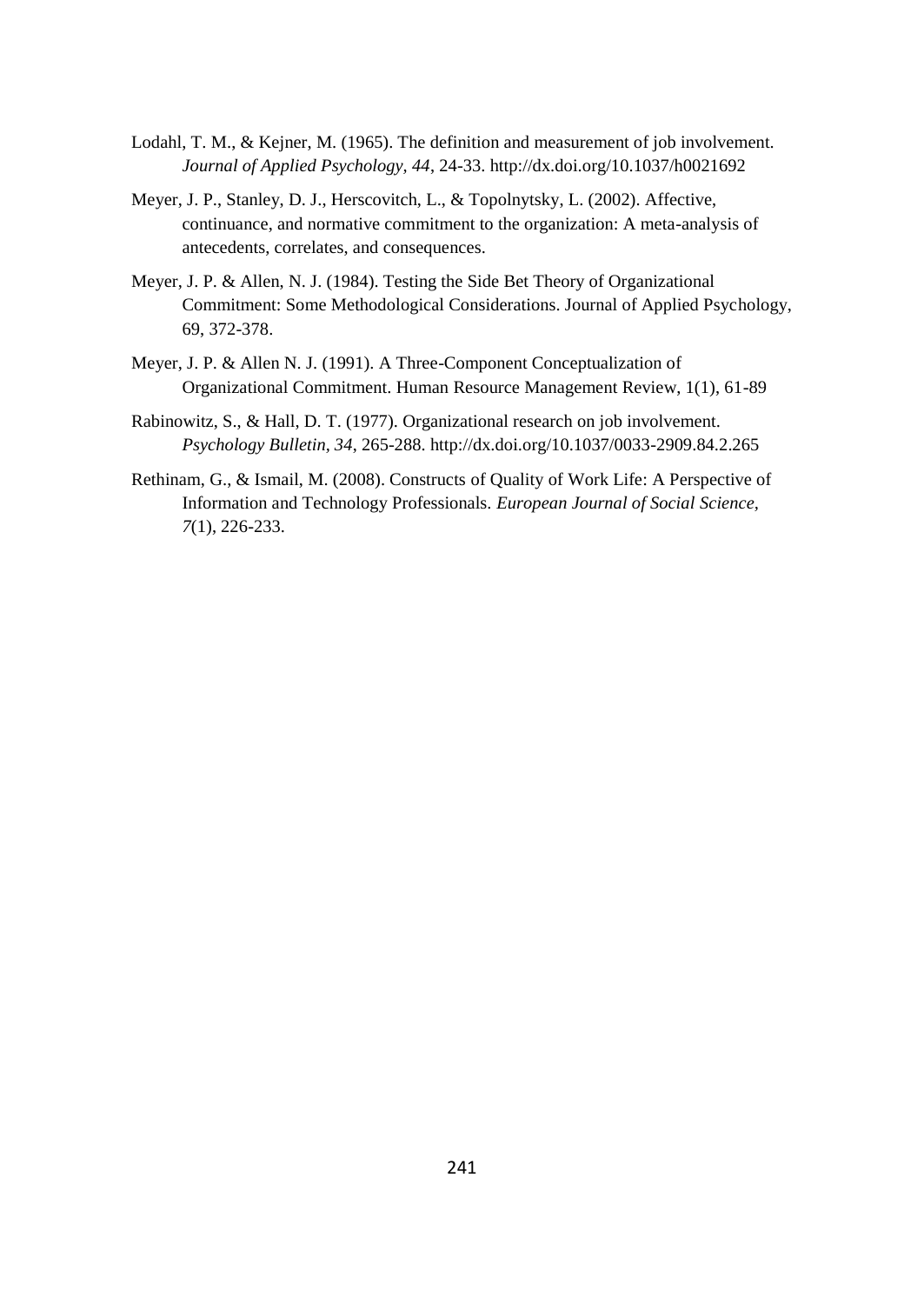Lodahl, T. M., & Kejner, M. (1965). The definition and measurement of job involvement. *Journal of Applied Psychology, 44*, 24-33. http://dx.doi.org/10.1037/h0021692

Meyer, J. P., Stanley, D. J., Herscovitch, L., & Topolnytsky, L. (2002). Affective, continuance, and normative commitment to the organization: A meta-analysis of antecedents, correlates, and consequences.

Meyer, J. P. & Allen, N. J. (1984). Testing the Side Bet Theory of Organizational Commitment: Some Methodological Considerations. Journal of Applied Psychology, 69, 372-378.

Meyer, J. P. & Allen N. J. (1991). A Three-Component Conceptualization of Organizational Commitment. Human Resource Management Review, 1(1), 61-89

Rabinowitz, S., & Hall, D. T. (1977). Organizational research on job involvement. *Psychology Bulletin, 34*, 265-288. http://dx.doi.org/10.1037/0033-2909.84.2.265

Rethinam, G., & Ismail, M. (2008). Constructs of Quality of Work Life: A Perspective of Information and Technology Professionals. *European Journal of Social Science, 7*(1), 226-233.